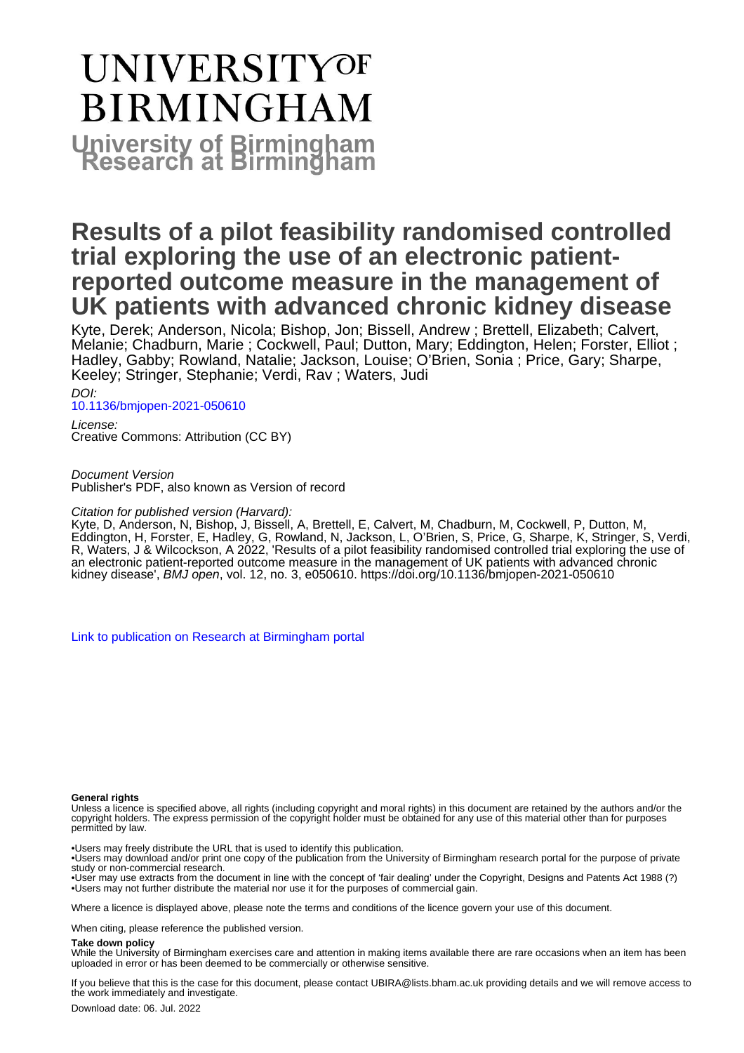# UNIVERSITY OF BIRMINGHAM

## University of Birmingham Research at Birmingham

# Results of a pilot feasibility randomised controlled trial exploring the use of an electronic patient-reported outcome measure in the management of UK patients with advanced chronic kidney disease

Kyte, Derek; Anderson, Nicola; Bishop, Jon; Bissell, Andrew ; Brettell, Elizabeth; Calvert, Melanie; Chadburn, Marie ; Cockwell, Paul; Dutton, Mary; Eddington, Helen; Forster, Elliot ; Hadley, Gabby; Rowland, Natalie; Jackson, Louise; O'Brien, Sonia ; Price, Gary; Sharpe, Keeley; Stringer, Stephanie; Verdi, Rav ; Waters, Judi

*DOI:*
10.1136/bmjopen-2021-050610

*License:*
Creative Commons: Attribution (CC BY)

*Document Version*
Publisher's PDF, also known as Version of record

*Citation for published version (Harvard):*
Kyte, D, Anderson, N, Bishop, J, Bissell, A, Brettell, E, Calvert, M, Chadburn, M, Cockwell, P, Dutton, M, Eddington, H, Forster, E, Hadley, G, Rowland, N, Jackson, L, O'Brien, S, Price, G, Sharpe, K, Stringer, S, Verdi, R, Waters, J & Wilcockson, A 2022, 'Results of a pilot feasibility randomised controlled trial exploring the use of an electronic patient-reported outcome measure in the management of UK patients with advanced chronic kidney disease', *BMJ open*, vol. 12, no. 3, e050610. https://doi.org/10.1136/bmjopen-2021-050610

Link to publication on Research at Birmingham portal

**General rights**
Unless a licence is specified above, all rights (including copyright and moral rights) in this document are retained by the authors and/or the copyright holders. The express permission of the copyright holder must be obtained for any use of this material other than for purposes permitted by law.

•Users may freely distribute the URL that is used to identify this publication.
•Users may download and/or print one copy of the publication from the University of Birmingham research portal for the purpose of private study or non-commercial research.
•User may use extracts from the document in line with the concept of 'fair dealing' under the Copyright, Designs and Patents Act 1988 (?)
•Users may not further distribute the material nor use it for the purposes of commercial gain.

Where a licence is displayed above, please note the terms and conditions of the licence govern your use of this document.

When citing, please reference the published version.

**Take down policy**
While the University of Birmingham exercises care and attention in making items available there are rare occasions when an item has been uploaded in error or has been deemed to be commercially or otherwise sensitive.

If you believe that this is the case for this document, please contact UBIRA@lists.bham.ac.uk providing details and we will remove access to the work immediately and investigate.

Download date: 06. Jul. 2022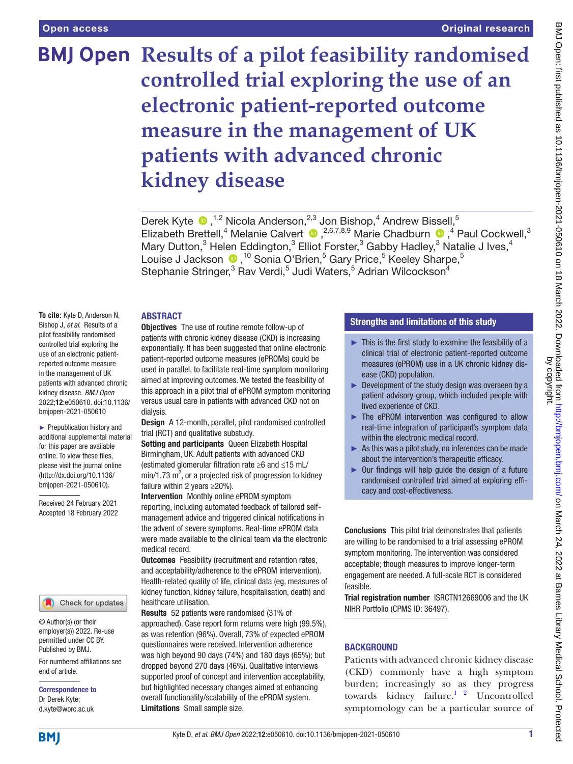# Results of a pilot feasibility randomised controlled trial exploring the use of an electronic patient-reported outcome measure in the management of UK patients with advanced chronic kidney disease

Derek Kyte,[1,2] Nicola Anderson,[2,3] Jon Bishop,[4] Andrew Bissell,[5] Elizabeth Brettell,[4] Melanie Calvert,[2,6,7,8,9] Marie Chadburn,[4] Paul Cockwell,[3] Mary Dutton,[3] Helen Eddington,[3] Elliot Forster,[3] Gabby Hadley,[3] Natalie J Ives,[4] Louise J Jackson,[10] Sonia O'Brien,[5] Gary Price,[5] Keeley Sharpe,[5] Stephanie Stringer,[3] Rav Verdi,[5] Judi Waters,[5] Adrian Wilcockson[4]

**To cite:** Kyte D, Anderson N, Bishop J, *et al*. Results of a pilot feasibility randomised controlled trial exploring the use of an electronic patient-reported outcome measure in the management of UK patients with advanced chronic kidney disease. *BMJ Open* 2022;**12**:e050610. doi:10.1136/bmjopen-2021-050610

► Prepublication history and additional supplemental material for this paper are available online. To view these files, please visit the journal online (http://dx.doi.org/10.1136/bmjopen-2021-050610).

Received 24 February 2021
Accepted 18 February 2022

© Author(s) (or their employer(s)) 2022. Re-use permitted under CC BY. Published by BMJ.

For numbered affiliations see end of article.

**Correspondence to**
Dr Derek Kyte;
d.kyte@worc.ac.uk

## ABSTRACT

**Objectives** The use of routine remote follow-up of patients with chronic kidney disease (CKD) is increasing exponentially. It has been suggested that online electronic patient-reported outcome measures (ePROMs) could be used in parallel, to facilitate real-time symptom monitoring aimed at improving outcomes. We tested the feasibility of this approach in a pilot trial of ePROM symptom monitoring versus usual care in patients with advanced CKD not on dialysis.

**Design** A 12-month, parallel, pilot randomised controlled trial (RCT) and qualitative substudy.

**Setting and participants** Queen Elizabeth Hospital Birmingham, UK. Adult patients with advanced CKD (estimated glomerular filtration rate ≥6 and ≤15 mL/min/1.73 m$^2$, or a projected risk of progression to kidney failure within 2 years ≥20%).

**Intervention** Monthly online ePROM symptom reporting, including automated feedback of tailored self-management advice and triggered clinical notifications in the advent of severe symptoms. Real-time ePROM data were made available to the clinical team via the electronic medical record.

**Outcomes** Feasibility (recruitment and retention rates, and acceptability/adherence to the ePROM intervention). Health-related quality of life, clinical data (eg, measures of kidney function, kidney failure, hospitalisation, death) and healthcare utilisation.

**Results** 52 patients were randomised (31% of approached). Case report form returns were high (99.5%), as was retention (96%). Overall, 73% of expected ePROM questionnaires were received. Intervention adherence was high beyond 90 days (74%) and 180 days (65%); but dropped beyond 270 days (46%). Qualitative interviews supported proof of concept and intervention acceptability, but highlighted necessary changes aimed at enhancing overall functionality/scalability of the ePROM system.

**Limitations** Small sample size.

**Conclusions** This pilot trial demonstrates that patients are willing to be randomised to a trial assessing ePROM symptom monitoring. The intervention was considered acceptable; though measures to improve longer-term engagement are needed. A full-scale RCT is considered feasible.

**Trial registration number** ISRCTN12669006 and the UK NIHR Portfolio (CPMS ID: 36497).

## Strengths and limitations of this study

- ► This is the first study to examine the feasibility of a clinical trial of electronic patient-reported outcome measures (ePROM) use in a UK chronic kidney disease (CKD) population.
- ► Development of the study design was overseen by a patient advisory group, which included people with lived experience of CKD.
- ► The ePROM intervention was configured to allow real-time integration of participant's symptom data within the electronic medical record.
- ► As this was a pilot study, no inferences can be made about the intervention's therapeutic efficacy.
- ► Our findings will help guide the design of a future randomised controlled trial aimed at exploring efficacy and cost-effectiveness.

## BACKGROUND

Patients with advanced chronic kidney disease (CKD) commonly have a high symptom burden; increasingly so as they progress towards kidney failure.[1 2] Uncontrolled symptomology can be a particular source of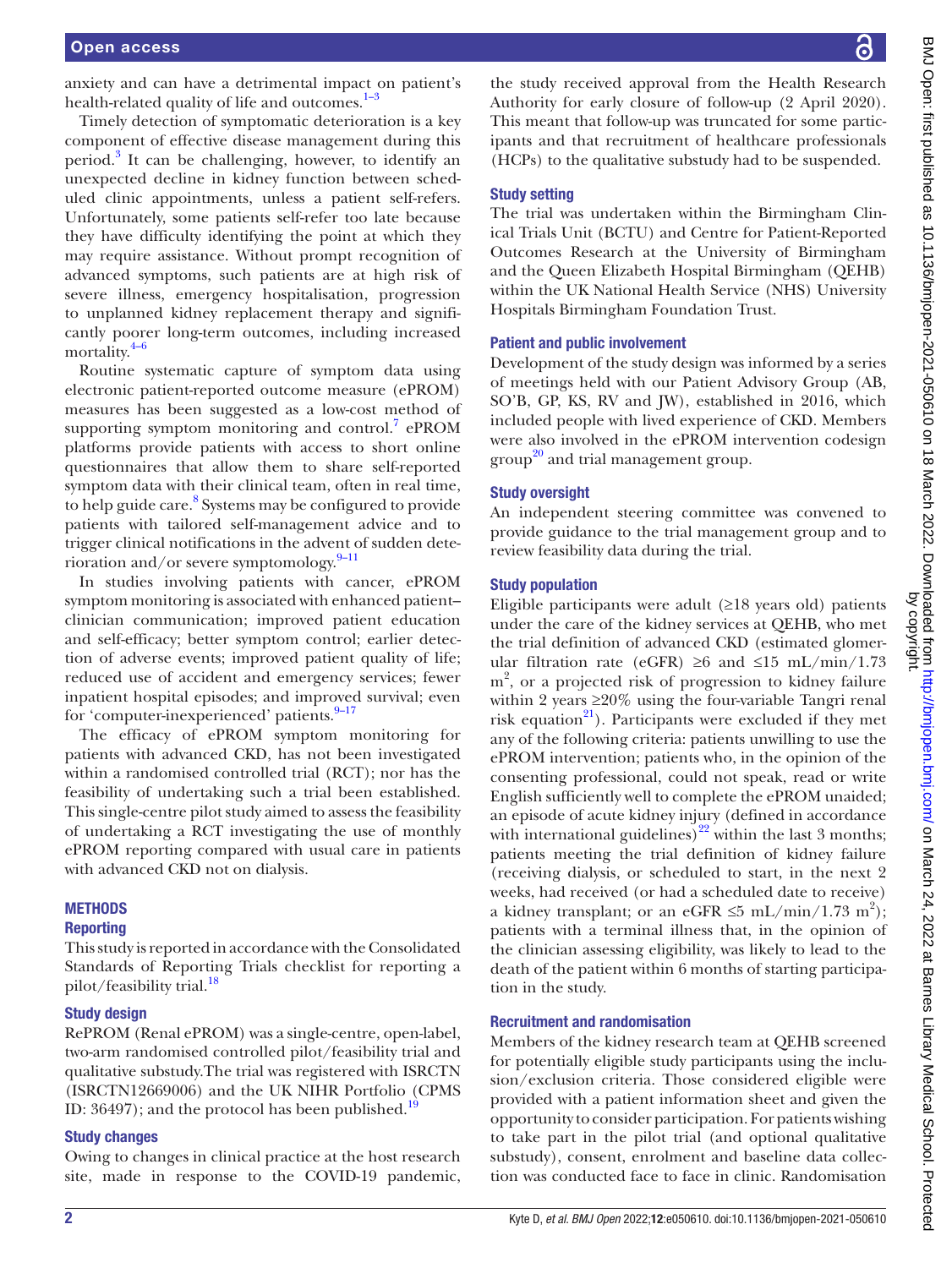anxiety and can have a detrimental impact on patient's health-related quality of life and outcomes.[1–3]

Timely detection of symptomatic deterioration is a key component of effective disease management during this period.[3] It can be challenging, however, to identify an unexpected decline in kidney function between scheduled clinic appointments, unless a patient self-refers. Unfortunately, some patients self-refer too late because they have difficulty identifying the point at which they may require assistance. Without prompt recognition of advanced symptoms, such patients are at high risk of severe illness, emergency hospitalisation, progression to unplanned kidney replacement therapy and significantly poorer long-term outcomes, including increased mortality.[4–6]

Routine systematic capture of symptom data using electronic patient-reported outcome measure (ePROM) measures has been suggested as a low-cost method of supporting symptom monitoring and control.[7] ePROM platforms provide patients with access to short online questionnaires that allow them to share self-reported symptom data with their clinical team, often in real time, to help guide care.[8] Systems may be configured to provide patients with tailored self-management advice and to trigger clinical notifications in the advent of sudden deterioration and/or severe symptomology.[9–11]

In studies involving patients with cancer, ePROM symptom monitoring is associated with enhanced patient–clinician communication; improved patient education and self-efficacy; better symptom control; earlier detection of adverse events; improved patient quality of life; reduced use of accident and emergency services; fewer inpatient hospital episodes; and improved survival; even for 'computer-inexperienced' patients.[9–17]

The efficacy of ePROM symptom monitoring for patients with advanced CKD, has not been investigated within a randomised controlled trial (RCT); nor has the feasibility of undertaking such a trial been established. This single-centre pilot study aimed to assess the feasibility of undertaking a RCT investigating the use of monthly ePROM reporting compared with usual care in patients with advanced CKD not on dialysis.

## METHODS

### Reporting

This study is reported in accordance with the Consolidated Standards of Reporting Trials checklist for reporting a pilot/feasibility trial.[18]

### Study design

RePROM (Renal ePROM) was a single-centre, open-label, two-arm randomised controlled pilot/feasibility trial and qualitative substudy.The trial was registered with ISRCTN (ISRCTN12669006) and the UK NIHR Portfolio (CPMS ID: 36497); and the protocol has been published.[19]

### Study changes

Owing to changes in clinical practice at the host research site, made in response to the COVID-19 pandemic, the study received approval from the Health Research Authority for early closure of follow-up (2 April 2020). This meant that follow-up was truncated for some participants and that recruitment of healthcare professionals (HCPs) to the qualitative substudy had to be suspended.

### Study setting

The trial was undertaken within the Birmingham Clinical Trials Unit (BCTU) and Centre for Patient-Reported Outcomes Research at the University of Birmingham and the Queen Elizabeth Hospital Birmingham (QEHB) within the UK National Health Service (NHS) University Hospitals Birmingham Foundation Trust.

### Patient and public involvement

Development of the study design was informed by a series of meetings held with our Patient Advisory Group (AB, SO'B, GP, KS, RV and JW), established in 2016, which included people with lived experience of CKD. Members were also involved in the ePROM intervention codesign group[20] and trial management group.

### Study oversight

An independent steering committee was convened to provide guidance to the trial management group and to review feasibility data during the trial.

### Study population

Eligible participants were adult (≥18 years old) patients under the care of the kidney services at QEHB, who met the trial definition of advanced CKD (estimated glomerular filtration rate (eGFR) ≥6 and ≤15 mL/min/1.73 $m^2$, or a projected risk of progression to kidney failure within 2 years ≥20% using the four-variable Tangri renal risk equation[21]). Participants were excluded if they met any of the following criteria: patients unwilling to use the ePROM intervention; patients who, in the opinion of the consenting professional, could not speak, read or write English sufficiently well to complete the ePROM unaided; an episode of acute kidney injury (defined in accordance with international guidelines)[22] within the last 3 months; patients meeting the trial definition of kidney failure (receiving dialysis, or scheduled to start, in the next 2 weeks, had received (or had a scheduled date to receive) a kidney transplant; or an eGFR ≤5 mL/min/1.73 $m^2$); patients with a terminal illness that, in the opinion of the clinician assessing eligibility, was likely to lead to the death of the patient within 6 months of starting participation in the study.

### Recruitment and randomisation

Members of the kidney research team at QEHB screened for potentially eligible study participants using the inclusion/exclusion criteria. Those considered eligible were provided with a patient information sheet and given the opportunity to consider participation. For patients wishing to take part in the pilot trial (and optional qualitative substudy), consent, enrolment and baseline data collection was conducted face to face in clinic. Randomisation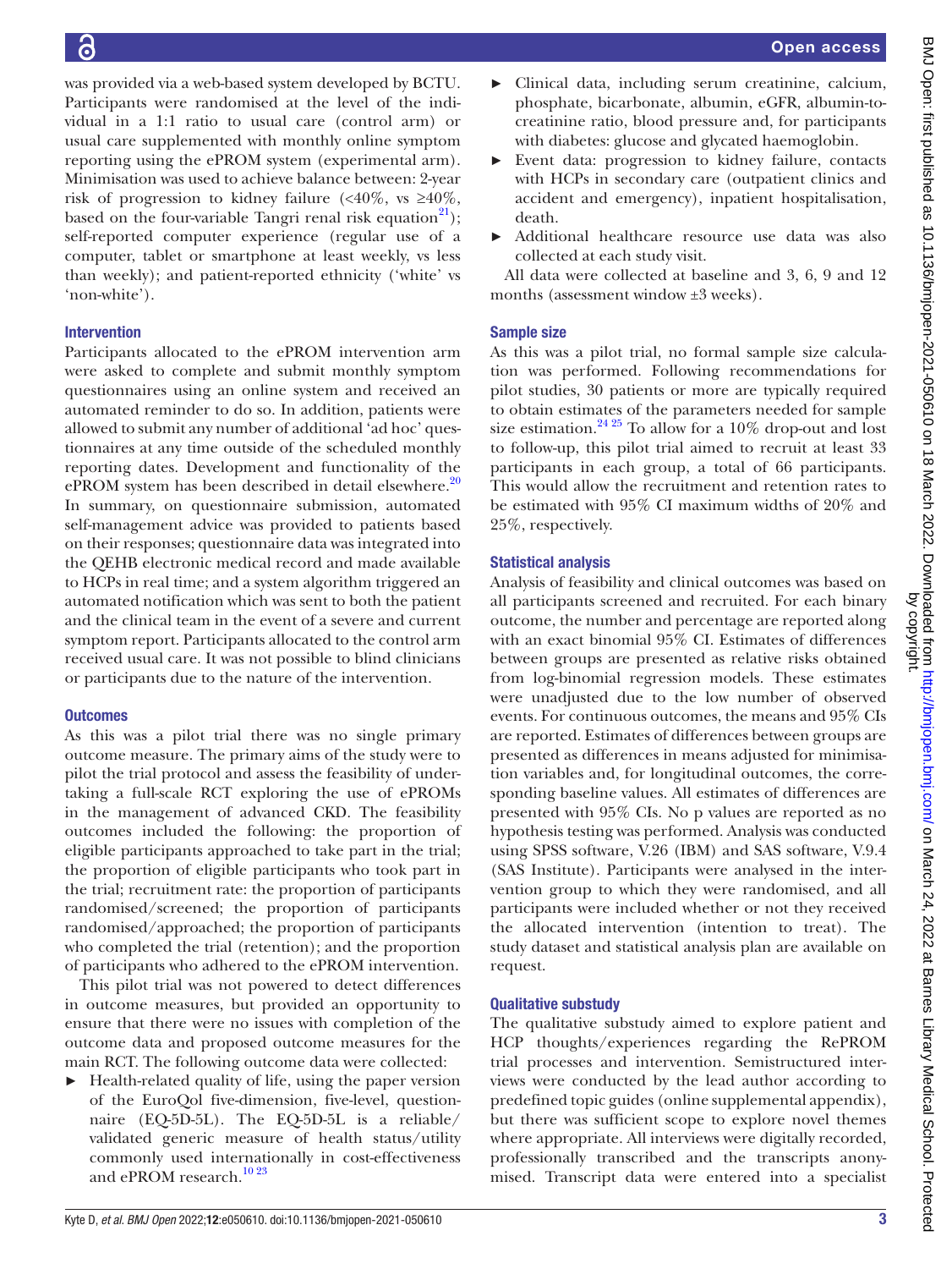was provided via a web-based system developed by BCTU. Participants were randomised at the level of the individual in a 1:1 ratio to usual care (control arm) or usual care supplemented with monthly online symptom reporting using the ePROM system (experimental arm). Minimisation was used to achieve balance between: 2-year risk of progression to kidney failure (<40%, vs ≥40%, based on the four-variable Tangri renal risk equation[21]); self-reported computer experience (regular use of a computer, tablet or smartphone at least weekly, vs less than weekly); and patient-reported ethnicity ('white' vs 'non-white').

### Intervention

Participants allocated to the ePROM intervention arm were asked to complete and submit monthly symptom questionnaires using an online system and received an automated reminder to do so. In addition, patients were allowed to submit any number of additional 'ad hoc' questionnaires at any time outside of the scheduled monthly reporting dates. Development and functionality of the ePROM system has been described in detail elsewhere.[20] In summary, on questionnaire submission, automated self-management advice was provided to patients based on their responses; questionnaire data was integrated into the QEHB electronic medical record and made available to HCPs in real time; and a system algorithm triggered an automated notification which was sent to both the patient and the clinical team in the event of a severe and current symptom report. Participants allocated to the control arm received usual care. It was not possible to blind clinicians or participants due to the nature of the intervention.

### Outcomes

As this was a pilot trial there was no single primary outcome measure. The primary aims of the study were to pilot the trial protocol and assess the feasibility of undertaking a full-scale RCT exploring the use of ePROMs in the management of advanced CKD. The feasibility outcomes included the following: the proportion of eligible participants approached to take part in the trial; the proportion of eligible participants who took part in the trial; recruitment rate: the proportion of participants randomised/screened; the proportion of participants randomised/approached; the proportion of participants who completed the trial (retention); and the proportion of participants who adhered to the ePROM intervention.

This pilot trial was not powered to detect differences in outcome measures, but provided an opportunity to ensure that there were no issues with completion of the outcome data and proposed outcome measures for the main RCT. The following outcome data were collected:

- Health-related quality of life, using the paper version of the EuroQol five-dimension, five-level, questionnaire (EQ-5D-5L). The EQ-5D-5L is a reliable/validated generic measure of health status/utility commonly used internationally in cost-effectiveness and ePROM research.[10,23]
- Clinical data, including serum creatinine, calcium, phosphate, bicarbonate, albumin, eGFR, albumin-to-creatinine ratio, blood pressure and, for participants with diabetes: glucose and glycated haemoglobin.
- Event data: progression to kidney failure, contacts with HCPs in secondary care (outpatient clinics and accident and emergency), inpatient hospitalisation, death.
- Additional healthcare resource use data was also collected at each study visit.

All data were collected at baseline and 3, 6, 9 and 12 months (assessment window ±3 weeks).

### Sample size

As this was a pilot trial, no formal sample size calculation was performed. Following recommendations for pilot studies, 30 patients or more are typically required to obtain estimates of the parameters needed for sample size estimation.[24,25] To allow for a 10% drop-out and lost to follow-up, this pilot trial aimed to recruit at least 33 participants in each group, a total of 66 participants. This would allow the recruitment and retention rates to be estimated with 95% CI maximum widths of 20% and 25%, respectively.

### Statistical analysis

Analysis of feasibility and clinical outcomes was based on all participants screened and recruited. For each binary outcome, the number and percentage are reported along with an exact binomial 95% CI. Estimates of differences between groups are presented as relative risks obtained from log-binomial regression models. These estimates were unadjusted due to the low number of observed events. For continuous outcomes, the means and 95% CIs are reported. Estimates of differences between groups are presented as differences in means adjusted for minimisation variables and, for longitudinal outcomes, the corresponding baseline values. All estimates of differences are presented with 95% CIs. No p values are reported as no hypothesis testing was performed. Analysis was conducted using SPSS software, V.26 (IBM) and SAS software, V.9.4 (SAS Institute). Participants were analysed in the intervention group to which they were randomised, and all participants were included whether or not they received the allocated intervention (intention to treat). The study dataset and statistical analysis plan are available on request.

### Qualitative substudy

The qualitative substudy aimed to explore patient and HCP thoughts/experiences regarding the RePROM trial processes and intervention. Semistructured interviews were conducted by the lead author according to predefined topic guides (online supplemental appendix), but there was sufficient scope to explore novel themes where appropriate. All interviews were digitally recorded, professionally transcribed and the transcripts anonymised. Transcript data were entered into a specialist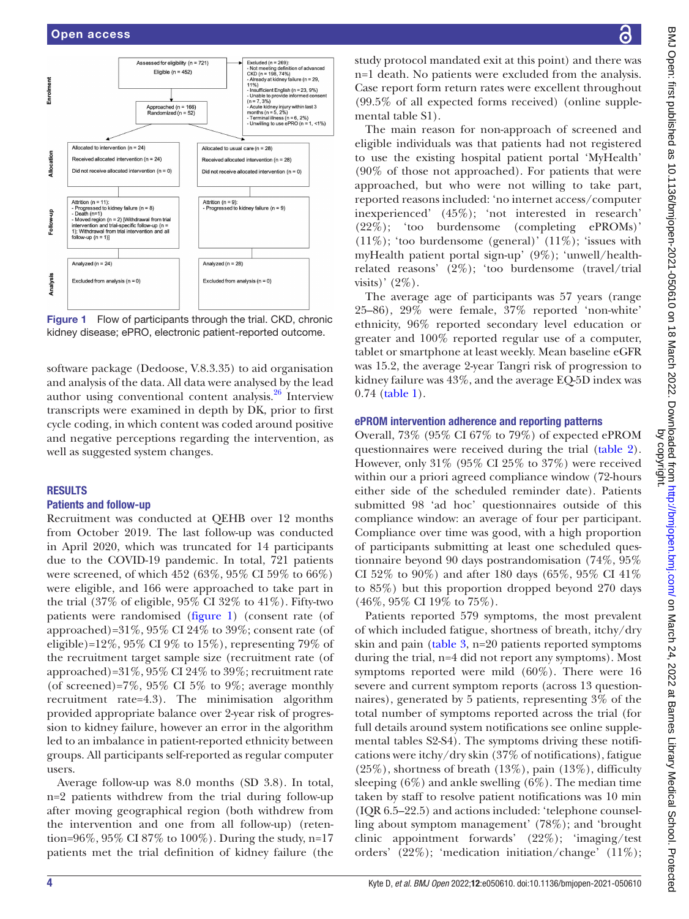**Enrolment**

Assessed for eligibility (n = 721)
Eligible (n = 452)

Excluded (n = 269):
- Not meeting definition of advanced CKD (n = 198, 74%)
- Already at kidney failure (n = 29, 11%)
- Insufficient English (n = 23, 9%)
- Unable to provide informed consent (n = 7, 3%)
- Acute kidney injury within last 3 months (n = 5, 2%)
- Terminal illness (n = 6, 2%)
- Unwilling to use ePRO (n = 1, <1%)

Approached (n = 166)
Randomized (n = 52)

**Allocation**

Allocated to intervention (n = 24)
Received allocated intervention (n = 24)
Did not receive allocated intervention (n = 0)

Allocated to usual care (n = 28)
Received allocated intervention (n = 28)
Did not receive allocated intervention (n = 0)

**Follow-up**

Attrition (n = 11):
- Progressed to kidney failure (n = 8)
- Death (n=1)
- Moved region (n = 2) [Withdrawal from trial intervention and trial-specific follow-up (n = 1); Withdrawal from trial intervention and all follow-up (n = 1)]

Attrition (n = 9):
- Progressed to kidney failure (n = 9)

**Analysis**

Analyzed (n = 24)
Excluded from analysis (n = 0)

Analyzed (n = 28)
Excluded from analysis (n = 0)

**Figure 1** Flow of participants through the trial. CKD, chronic kidney disease; ePRO, electronic patient-reported outcome.

software package (Dedoose, V.8.3.35) to aid organisation and analysis of the data. All data were analysed by the lead author using conventional content analysis.[26] Interview transcripts were examined in depth by DK, prior to first cycle coding, in which content was coded around positive and negative perceptions regarding the intervention, as well as suggested system changes.

## RESULTS

### Patients and follow-up

Recruitment was conducted at QEHB over 12 months from October 2019. The last follow-up was conducted in April 2020, which was truncated for 14 participants due to the COVID-19 pandemic. In total, 721 patients were screened, of which 452 (63%, 95% CI 59% to 66%) were eligible, and 166 were approached to take part in the trial (37% of eligible, 95% CI 32% to 41%). Fifty-two patients were randomised (figure 1) (consent rate (of approached)=31%, 95% CI 24% to 39%; consent rate (of eligible)=12%, 95% CI 9% to 15%), representing 79% of the recruitment target sample size (recruitment rate (of approached)=31%, 95% CI 24% to 39%; recruitment rate (of screened)=7%, 95% CI 5% to 9%; average monthly recruitment rate=4.3). The minimisation algorithm provided appropriate balance over 2-year risk of progression to kidney failure, however an error in the algorithm led to an imbalance in patient-reported ethnicity between groups. All participants self-reported as regular computer users.

Average follow-up was 8.0 months (SD 3.8). In total, n=2 patients withdrew from the trial during follow-up after moving geographical region (both withdrew from the intervention and one from all follow-up) (retention=96%, 95% CI 87% to 100%). During the study, n=17 patients met the trial definition of kidney failure (the study protocol mandated exit at this point) and there was n=1 death. No patients were excluded from the analysis. Case report form return rates were excellent throughout (99.5% of all expected forms received) (online supplemental table S1).

The main reason for non-approach of screened and eligible individuals was that patients had not registered to use the existing hospital patient portal 'MyHealth' (90% of those not approached). For patients that were approached, but who were not willing to take part, reported reasons included: 'no internet access/computer inexperienced' (45%); 'not interested in research' (22%); 'too burdensome (completing ePROMs)' (11%); 'too burdensome (general)' (11%); 'issues with myHealth patient portal sign-up' (9%); 'unwell/health-related reasons' (2%); 'too burdensome (travel/trial visits)' (2%).

The average age of participants was 57 years (range 25–86), 29% were female, 37% reported 'non-white' ethnicity, 96% reported secondary level education or greater and 100% reported regular use of a computer, tablet or smartphone at least weekly. Mean baseline eGFR was 15.2, the average 2-year Tangri risk of progression to kidney failure was 43%, and the average EQ-5D index was 0.74 (table 1).

### ePROM intervention adherence and reporting patterns

Overall, 73% (95% CI 67% to 79%) of expected ePROM questionnaires were received during the trial (table 2). However, only 31% (95% CI 25% to 37%) were received within our a priori agreed compliance window (72-hours either side of the scheduled reminder date). Patients submitted 98 'ad hoc' questionnaires outside of this compliance window: an average of four per participant. Compliance over time was good, with a high proportion of participants submitting at least one scheduled questionnaire beyond 90 days postrandomisation (74%, 95% CI 52% to 90%) and after 180 days (65%, 95% CI 41% to 85%) but this proportion dropped beyond 270 days (46%, 95% CI 19% to 75%).

Patients reported 579 symptoms, the most prevalent of which included fatigue, shortness of breath, itchy/dry skin and pain (table 3, n=20 patients reported symptoms during the trial, n=4 did not report any symptoms). Most symptoms reported were mild (60%). There were 16 severe and current symptom reports (across 13 questionnaires), generated by 5 patients, representing 3% of the total number of symptoms reported across the trial (for full details around system notifications see online supplemental tables S2-S4). The symptoms driving these notifications were itchy/dry skin (37% of notifications), fatigue (25%), shortness of breath (13%), pain (13%), difficulty sleeping (6%) and ankle swelling (6%). The median time taken by staff to resolve patient notifications was 10 min (IQR 6.5–22.5) and actions included: 'telephone counselling about symptom management' (78%); and 'brought clinic appointment forwards' (22%); 'imaging/test orders' (22%); 'medication initiation/change' (11%);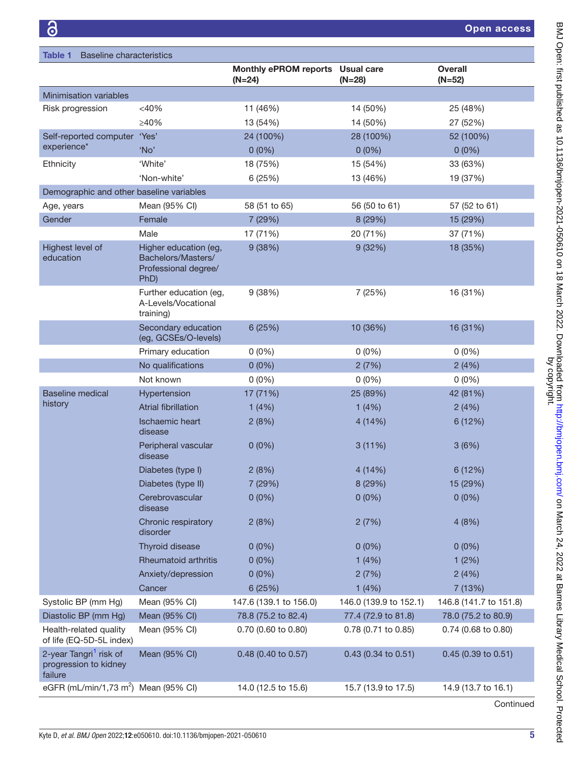**Table 1** Baseline characteristics

| | | Monthly ePROM reports (N=24) | Usual care (N=28) | Overall (N=52) |
|---|---|---|---|---|
| Minimisation variables | | | | |
| Risk progression | <40% | 11 (46%) | 14 (50%) | 25 (48%) |
| | ≥40% | 13 (54%) | 14 (50%) | 27 (52%) |
| Self-reported computer experience* | 'Yes' | 24 (100%) | 28 (100%) | 52 (100%) |
| | 'No' | 0 (0%) | 0 (0%) | 0 (0%) |
| Ethnicity | 'White' | 18 (75%) | 15 (54%) | 33 (63%) |
| | 'Non-white' | 6 (25%) | 13 (46%) | 19 (37%) |
| Demographic and other baseline variables | | | | |
| Age, years | Mean (95% CI) | 58 (51 to 65) | 56 (50 to 61) | 57 (52 to 61) |
| Gender | Female | 7 (29%) | 8 (29%) | 15 (29%) |
| | Male | 17 (71%) | 20 (71%) | 37 (71%) |
| Highest level of education | Higher education (eg, Bachelors/Masters/ Professional degree/ PhD) | 9 (38%) | 9 (32%) | 18 (35%) |
| | Further education (eg, A-Levels/Vocational training) | 9 (38%) | 7 (25%) | 16 (31%) |
| | Secondary education (eg, GCSEs/O-levels) | 6 (25%) | 10 (36%) | 16 (31%) |
| | Primary education | 0 (0%) | 0 (0%) | 0 (0%) |
| | No qualifications | 0 (0%) | 2 (7%) | 2 (4%) |
| | Not known | 0 (0%) | 0 (0%) | 0 (0%) |
| Baseline medical history | Hypertension | 17 (71%) | 25 (89%) | 42 (81%) |
| | Atrial fibrillation | 1 (4%) | 1 (4%) | 2 (4%) |
| | Ischaemic heart disease | 2 (8%) | 4 (14%) | 6 (12%) |
| | Peripheral vascular disease | 0 (0%) | 3 (11%) | 3 (6%) |
| | Diabetes (type I) | 2 (8%) | 4 (14%) | 6 (12%) |
| | Diabetes (type II) | 7 (29%) | 8 (29%) | 15 (29%) |
| | Cerebrovascular disease | 0 (0%) | 0 (0%) | 0 (0%) |
| | Chronic respiratory disorder | 2 (8%) | 2 (7%) | 4 (8%) |
| | Thyroid disease | 0 (0%) | 0 (0%) | 0 (0%) |
| | Rheumatoid arthritis | 0 (0%) | 1 (4%) | 1 (2%) |
| | Anxiety/depression | 0 (0%) | 2 (7%) | 2 (4%) |
| | Cancer | 6 (25%) | 1 (4%) | 7 (13%) |
| Systolic BP (mm Hg) | Mean (95% CI) | 147.6 (139.1 to 156.0) | 146.0 (139.9 to 152.1) | 146.8 (141.7 to 151.8) |
| Diastolic BP (mm Hg) | Mean (95% CI) | 78.8 (75.2 to 82.4) | 77.4 (72.9 to 81.8) | 78.0 (75.2 to 80.9) |
| Health-related quality of life (EQ-5D-5L index) | Mean (95% CI) | 0.70 (0.60 to 0.80) | 0.78 (0.71 to 0.85) | 0.74 (0.68 to 0.80) |
| 2-year Tangri[1] risk of progression to kidney failure | Mean (95% CI) | 0.48 (0.40 to 0.57) | 0.43 (0.34 to 0.51) | 0.45 (0.39 to 0.51) |
| eGFR (mL/min/1,73 $m^2$) | Mean (95% CI) | 14.0 (12.5 to 15.6) | 15.7 (13.9 to 17.5) | 14.9 (13.7 to 16.1) |

Continued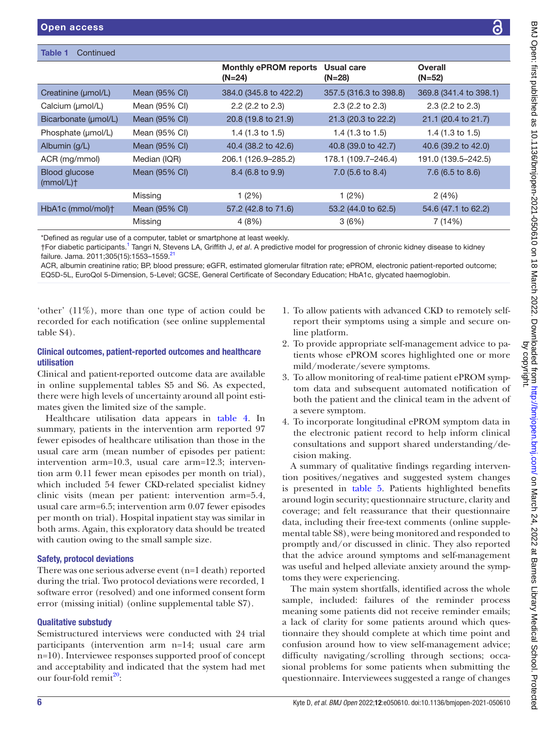**Table 1** Continued

| | | Monthly ePROM reports (N=24) | Usual care (N=28) | Overall (N=52) |
|---|---|---|---|---|
| Creatinine (μmol/L) | Mean (95% CI) | 384.0 (345.8 to 422.2) | 357.5 (316.3 to 398.8) | 369.8 (341.4 to 398.1) |
| Calcium (μmol/L) | Mean (95% CI) | 2.2 (2.2 to 2.3) | 2.3 (2.2 to 2.3) | 2.3 (2.2 to 2.3) |
| Bicarbonate (μmol/L) | Mean (95% CI) | 20.8 (19.8 to 21.9) | 21.3 (20.3 to 22.2) | 21.1 (20.4 to 21.7) |
| Phosphate (μmol/L) | Mean (95% CI) | 1.4 (1.3 to 1.5) | 1.4 (1.3 to 1.5) | 1.4 (1.3 to 1.5) |
| Albumin (g/L) | Mean (95% CI) | 40.4 (38.2 to 42.6) | 40.8 (39.0 to 42.7) | 40.6 (39.2 to 42.0) |
| ACR (mg/mmol) | Median (IQR) | 206.1 (126.9–285.2) | 178.1 (109.7–246.4) | 191.0 (139.5–242.5) |
| Blood glucose (mmol/L)† | Mean (95% CI) | 8.4 (6.8 to 9.9) | 7.0 (5.6 to 8.4) | 7.6 (6.5 to 8.6) |
| | Missing | 1 (2%) | 1 (2%) | 2 (4%) |
| HbA1c (mmol/mol)† | Mean (95% CI) | 57.2 (42.8 to 71.6) | 53.2 (44.0 to 62.5) | 54.6 (47.1 to 62.2) |
| | Missing | 4 (8%) | 3 (6%) | 7 (14%) |

*Defined as regular use of a computer, tablet or smartphone at least weekly.

†For diabetic participants.[1] Tangri N, Stevens LA, Griffith J, *et al*. A predictive model for progression of chronic kidney disease to kidney failure. Jama. 2011;305(15):1553–1559.[21]

ACR, albumin creatinine ratio; BP, blood pressure; eGFR, estimated glomerular filtration rate; ePROM, electronic patient-reported outcome; EQ5D-5L, EuroQol 5-Dimension, 5-Level; GCSE, General Certificate of Secondary Education; HbA1c, glycated haemoglobin.

'other' (11%), more than one type of action could be recorded for each notification (see online supplemental table S4).

### Clinical outcomes, patient-reported outcomes and healthcare utilisation

Clinical and patient-reported outcome data are available in online supplemental tables S5 and S6. As expected, there were high levels of uncertainty around all point estimates given the limited size of the sample.

Healthcare utilisation data appears in table 4. In summary, patients in the intervention arm reported 97 fewer episodes of healthcare utilisation than those in the usual care arm (mean number of episodes per patient: intervention arm=10.3, usual care arm=12.3; intervention arm 0.11 fewer mean episodes per month on trial), which included 54 fewer CKD-related specialist kidney clinic visits (mean per patient: intervention arm=5.4, usual care arm=6.5; intervention arm 0.07 fewer episodes per month on trial). Hospital inpatient stay was similar in both arms. Again, this exploratory data should be treated with caution owing to the small sample size.

### Safety, protocol deviations

There was one serious adverse event (n=1 death) reported during the trial. Two protocol deviations were recorded, 1 software error (resolved) and one informed consent form error (missing initial) (online supplemental table S7).

### Qualitative substudy

Semistructured interviews were conducted with 24 trial participants (intervention arm n=14; usual care arm n=10). Interviewee responses supported proof of concept and acceptability and indicated that the system had met our four-fold remit[20]:

1. To allow patients with advanced CKD to remotely self-report their symptoms using a simple and secure online platform.
2. To provide appropriate self-management advice to patients whose ePROM scores highlighted one or more mild/moderate/severe symptoms.
3. To allow monitoring of real-time patient ePROM symptom data and subsequent automated notification of both the patient and the clinical team in the advent of a severe symptom.
4. To incorporate longitudinal ePROM symptom data in the electronic patient record to help inform clinical consultations and support shared understanding/decision making.

A summary of qualitative findings regarding intervention positives/negatives and suggested system changes is presented in table 5. Patients highlighted benefits around login security; questionnaire structure, clarity and coverage; and felt reassurance that their questionnaire data, including their free-text comments (online supplemental table S8), were being monitored and responded to promptly and/or discussed in clinic. They also reported that the advice around symptoms and self-management was useful and helped alleviate anxiety around the symptoms they were experiencing.

The main system shortfalls, identified across the whole sample, included: failures of the reminder process meaning some patients did not receive reminder emails; a lack of clarity for some patients around which questionnaire they should complete at which time point and confusion around how to view self-management advice; difficulty navigating/scrolling through sections; occasional problems for some patients when submitting the questionnaire. Interviewees suggested a range of changes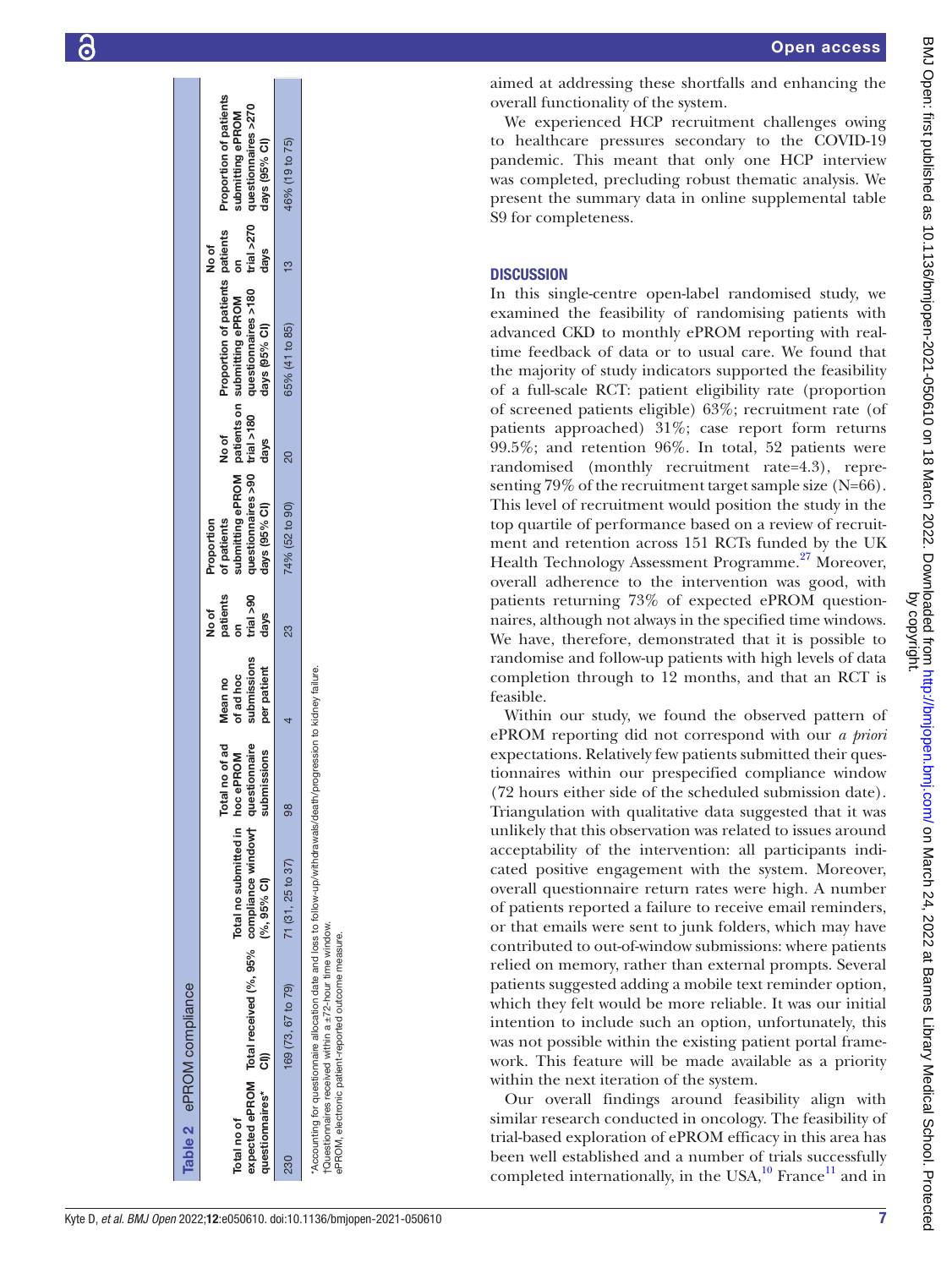**Table 2** ePROM compliance

| Total no of expected ePROM questionnaires* | Total received (%, 95% CI) | Total no submitted in compliance window† (%, 95% CI) | Total no of ad hoc ePROM questionnaire submissions | Mean no of ad hoc submissions per patient | No of patients on trial >90 days | Proportion of patients submitting ePROM questionnaires >90 days (95% CI) | No of patients on trial >180 days | Proportion of patients submitting ePROM questionnaires >180 days (95% CI) | No of patients on trial >270 days | Proportion of patients submitting ePROM questionnaires >270 days (95% CI) |
|---|---|---|---|---|---|---|---|---|---|---|
| 230 | 169 (73, 67 to 79) | 71 (31, 25 to 37) | 98 | 4 | 23 | 74% (52 to 90) | 20 | 65% (41 to 85) | 13 | 46% (19 to 75) |

*Accounting for questionnaire allocation date and loss to follow-up/withdrawals/death/progression to kidney failure.
†Questionnaires received within a ±72-hour time window.
ePROM, electronic patient-reported outcome measure.

aimed at addressing these shortfalls and enhancing the overall functionality of the system.

We experienced HCP recruitment challenges owing to healthcare pressures secondary to the COVID-19 pandemic. This meant that only one HCP interview was completed, precluding robust thematic analysis. We present the summary data in online supplemental table S9 for completeness.

## DISCUSSION

In this single-centre open-label randomised study, we examined the feasibility of randomising patients with advanced CKD to monthly ePROM reporting with real-time feedback of data or to usual care. We found that the majority of study indicators supported the feasibility of a full-scale RCT: patient eligibility rate (proportion of screened patients eligible) 63%; recruitment rate (of patients approached) 31%; case report form returns 99.5%; and retention 96%. In total, 52 patients were randomised (monthly recruitment rate=4.3), representing 79% of the recruitment target sample size (N=66). This level of recruitment would position the study in the top quartile of performance based on a review of recruitment and retention across 151 RCTs funded by the UK Health Technology Assessment Programme.[27] Moreover, overall adherence to the intervention was good, with patients returning 73% of expected ePROM questionnaires, although not always in the specified time windows. We have, therefore, demonstrated that it is possible to randomise and follow-up patients with high levels of data completion through to 12 months, and that an RCT is feasible.

Within our study, we found the observed pattern of ePROM reporting did not correspond with our *a priori* expectations. Relatively few patients submitted their questionnaires within our prespecified compliance window (72 hours either side of the scheduled submission date). Triangulation with qualitative data suggested that it was unlikely that this observation was related to issues around acceptability of the intervention: all participants indicated positive engagement with the system. Moreover, overall questionnaire return rates were high. A number of patients reported a failure to receive email reminders, or that emails were sent to junk folders, which may have contributed to out-of-window submissions: where patients relied on memory, rather than external prompts. Several patients suggested adding a mobile text reminder option, which they felt would be more reliable. It was our initial intention to include such an option, unfortunately, this was not possible within the existing patient portal framework. This feature will be made available as a priority within the next iteration of the system.

Our overall findings around feasibility align with similar research conducted in oncology. The feasibility of trial-based exploration of ePROM efficacy in this area has been well established and a number of trials successfully completed internationally, in the USA,[10] France[11] and in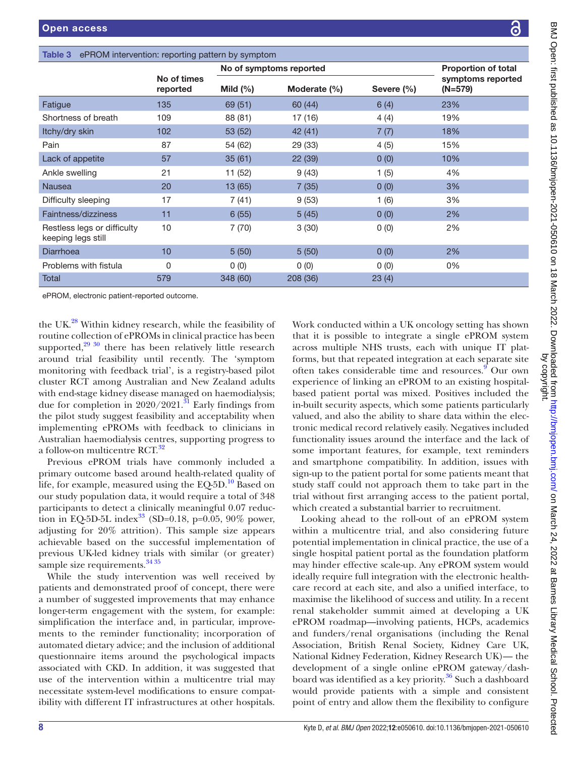Table 3 ePROM intervention: reporting pattern by symptom

| | No of times reported | No of symptoms reported | | | Proportion of total symptoms reported (N=579) |
|---|---|---|---|---|---|
| | | Mild (%) | Moderate (%) | Severe (%) | |
| Fatigue | 135 | 69 (51) | 60 (44) | 6 (4) | 23% |
| Shortness of breath | 109 | 88 (81) | 17 (16) | 4 (4) | 19% |
| Itchy/dry skin | 102 | 53 (52) | 42 (41) | 7 (7) | 18% |
| Pain | 87 | 54 (62) | 29 (33) | 4 (5) | 15% |
| Lack of appetite | 57 | 35 (61) | 22 (39) | 0 (0) | 10% |
| Ankle swelling | 21 | 11 (52) | 9 (43) | 1 (5) | 4% |
| Nausea | 20 | 13 (65) | 7 (35) | 0 (0) | 3% |
| Difficulty sleeping | 17 | 7 (41) | 9 (53) | 1 (6) | 3% |
| Faintness/dizziness | 11 | 6 (55) | 5 (45) | 0 (0) | 2% |
| Restless legs or difficulty keeping legs still | 10 | 7 (70) | 3 (30) | 0 (0) | 2% |
| Diarrhoea | 10 | 5 (50) | 5 (50) | 0 (0) | 2% |
| Problems with fistula | 0 | 0 (0) | 0 (0) | 0 (0) | 0% |
| Total | 579 | 348 (60) | 208 (36) | 23 (4) | |

ePROM, electronic patient-reported outcome.

the UK.[28] Within kidney research, while the feasibility of routine collection of ePROMs in clinical practice has been supported,[29 30] there has been relatively little research around trial feasibility until recently. The 'symptom monitoring with feedback trial', is a registry-based pilot cluster RCT among Australian and New Zealand adults with end-stage kidney disease managed on haemodialysis; due for completion in 2020/2021.[31] Early findings from the pilot study suggest feasibility and acceptability when implementing ePROMs with feedback to clinicians in Australian haemodialysis centres, supporting progress to a follow-on multicentre RCT.[32]

Previous ePROM trials have commonly included a primary outcome based around health-related quality of life, for example, measured using the EQ-5D.[10] Based on our study population data, it would require a total of 348 participants to detect a clinically meaningful 0.07 reduction in EQ-5D-5L index[33] (SD=0.18, p=0.05, 90% power, adjusting for 20% attrition). This sample size appears achievable based on the successful implementation of previous UK-led kidney trials with similar (or greater) sample size requirements.[34 35]

While the study intervention was well received by patients and demonstrated proof of concept, there were a number of suggested improvements that may enhance longer-term engagement with the system, for example: simplification the interface and, in particular, improvements to the reminder functionality; incorporation of automated dietary advice; and the inclusion of additional questionnaire items around the psychological impacts associated with CKD. In addition, it was suggested that use of the intervention within a multicentre trial may necessitate system-level modifications to ensure compatibility with different IT infrastructures at other hospitals.

Work conducted within a UK oncology setting has shown that it is possible to integrate a single ePROM system across multiple NHS trusts, each with unique IT platforms, but that repeated integration at each separate site often takes considerable time and resources.[9] Our own experience of linking an ePROM to an existing hospital-based patient portal was mixed. Positives included the in-built security aspects, which some patients particularly valued, and also the ability to share data within the electronic medical record relatively easily. Negatives included functionality issues around the interface and the lack of some important features, for example, text reminders and smartphone compatibility. In addition, issues with sign-up to the patient portal for some patients meant that study staff could not approach them to take part in the trial without first arranging access to the patient portal, which created a substantial barrier to recruitment.

Looking ahead to the roll-out of an ePROM system within a multicentre trial, and also considering future potential implementation in clinical practice, the use of a single hospital patient portal as the foundation platform may hinder effective scale-up. Any ePROM system would ideally require full integration with the electronic healthcare record at each site, and also a unified interface, to maximise the likelihood of success and utility. In a recent renal stakeholder summit aimed at developing a UK ePROM roadmap—involving patients, HCPs, academics and funders/renal organisations (including the Renal Association, British Renal Society, Kidney Care UK, National Kidney Federation, Kidney Research UK)— the development of a single online ePROM gateway/dashboard was identified as a key priority.[36] Such a dashboard would provide patients with a simple and consistent point of entry and allow them the flexibility to configure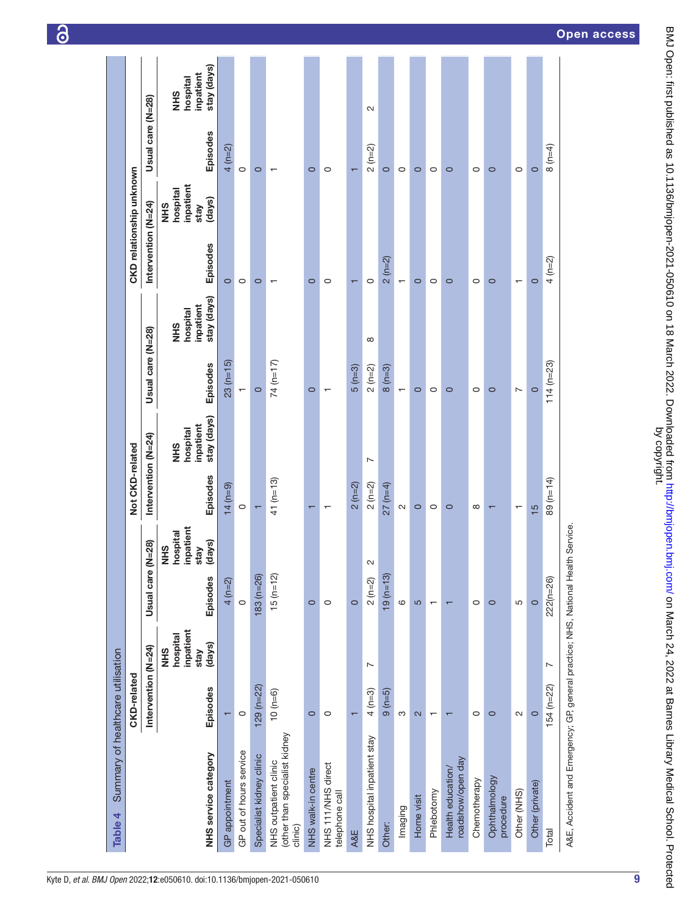**Table 4** Summary of healthcare utilisation

| NHS service category | CKD-related | | | | Not CKD-related | | | | CKD relationship unknown | | | |
|---|---|---|---|---|---|---|---|---|---|---|---|---|
| | Intervention (N=24) | | Usual care (N=28) | | Intervention (N=24) | | Usual care (N=28) | | Intervention (N=24) | | Usual care (N=28) | |
| | Episodes | NHS hospital inpatient stay (days) | Episodes | NHS hospital inpatient stay (days) | Episodes | NHS hospital inpatient stay (days) | Episodes | NHS hospital inpatient stay (days) | Episodes | NHS hospital inpatient stay (days) | Episodes | NHS hospital inpatient stay (days) |
| GP appointment | 1 | | 4 (n=2) | | 14 (n=9) | | 23 (n=15) | | 0 | | 4 (n=2) | |
| GP out of hours service | 0 | | 0 | | 0 | | 1 | | 0 | | 0 | |
| Specialist kidney clinic | 129 (n=22) | | 183 (n=26) | | 1 | | 0 | | 0 | | 0 | |
| NHS outpatient clinic (other than specialist kidney clinic) | 10 (n=6) | | 15 (n=12) | | 41 (n=13) | | 74 (n=17) | | 1 | | 1 | |
| NHS walk-in centre | 0 | | 0 | | 1 | | 0 | | 0 | | 0 | |
| NHS 111/NHS direct telephone call | 0 | | 0 | | 1 | | 1 | | 0 | | 0 | |
| A&E | 1 | | 0 | | 2 (n=2) | | 5 (n=3) | | 1 | | 1 | |
| NHS hospital inpatient stay | 4 (n=3) | 7 | 2 (n=2) | 2 | 2 (n=2) | 7 | 2 (n=2) | 8 | 0 | | 2 (n=2) | 2 |
| Other: | 9 (n=5) | | 19 (n=13) | | 27 (n=4) | | 8 (n=3) | | 2 (n=2) | | 0 | |
| Imaging | 3 | | 6 | | 2 | | 1 | | 1 | | 0 | |
| Home visit | 2 | | 5 | | 0 | | 0 | | 0 | | 0 | |
| Phlebotomy | 1 | | 1 | | 0 | | 0 | | 0 | | 0 | |
| Health education/roadshow/open day | 1 | | 1 | | 0 | | 0 | | 0 | | 0 | |
| Chemotherapy | 0 | | 0 | | 8 | | 0 | | 0 | | 0 | |
| Ophthalmology procedure | 0 | | 0 | | 1 | | 0 | | 0 | | 0 | |
| Other (NHS) | 2 | | 5 | | 1 | | 7 | | 1 | | 0 | |
| Other (private) | 0 | | 0 | | 15 | | 0 | | 0 | | 0 | |
| Total | 154 (n=22) | 7 | 222(n=26) | | 89 (n=14) | | 114 (n=23) | | 4 (n=2) | | 8 (n=4) | |

A&E, Accident and Emergency; GP, general practice; NHS, National Health Service.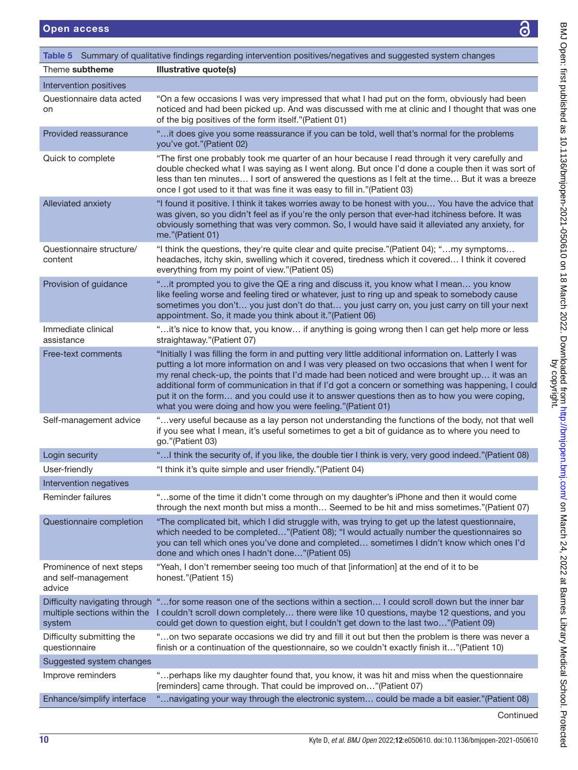**Table 5** Summary of qualitative findings regarding intervention positives/negatives and suggested system changes

| Theme **subtheme** | **Illustrative quote(s)** |
|---|---|
| Intervention positives | |
| Questionnaire data acted on | "On a few occasions I was very impressed that what I had put on the form, obviously had been noticed and had been picked up. And was discussed with me at clinic and I thought that was one of the big positives of the form itself."(Patient 01) |
| Provided reassurance | "…it does give you some reassurance if you can be told, well that's normal for the problems you've got."(Patient 02) |
| Quick to complete | "The first one probably took me quarter of an hour because I read through it very carefully and double checked what I was saying as I went along. But once I'd done a couple then it was sort of less than ten minutes… I sort of answered the questions as I felt at the time… But it was a breeze once I got used to it that was fine it was easy to fill in."(Patient 03) |
| Alleviated anxiety | "I found it positive. I think it takes worries away to be honest with you… You have the advice that was given, so you didn't feel as if you're the only person that ever-had itchiness before. It was obviously something that was very common. So, I would have said it alleviated any anxiety, for me."(Patient 01) |
| Questionnaire structure/content | "I think the questions, they're quite clear and quite precise."(Patient 04); "…my symptoms… headaches, itchy skin, swelling which it covered, tiredness which it covered… I think it covered everything from my point of view."(Patient 05) |
| Provision of guidance | "…it prompted you to give the QE a ring and discuss it, you know what I mean… you know like feeling worse and feeling tired or whatever, just to ring up and speak to somebody cause sometimes you don't… you just don't do that… you just carry on, you just carry on till your next appointment. So, it made you think about it."(Patient 06) |
| Immediate clinical assistance | "…it's nice to know that, you know… if anything is going wrong then I can get help more or less straightaway."(Patient 07) |
| Free-text comments | "Initially I was filling the form in and putting very little additional information on. Latterly I was putting a lot more information on and I was very pleased on two occasions that when I went for my renal check-up, the points that I'd made had been noticed and were brought up… it was an additional form of communication in that if I'd got a concern or something was happening, I could put it on the form… and you could use it to answer questions then as to how you were coping, what you were doing and how you were feeling."(Patient 01) |
| Self-management advice | "…very useful because as a lay person not understanding the functions of the body, not that well if you see what I mean, it's useful sometimes to get a bit of guidance as to where you need to go."(Patient 03) |
| Login security | "…I think the security of, if you like, the double tier I think is very, very good indeed."(Patient 08) |
| User-friendly | "I think it's quite simple and user friendly."(Patient 04) |
| Intervention negatives | |
| Reminder failures | "…some of the time it didn't come through on my daughter's iPhone and then it would come through the next month but miss a month… Seemed to be hit and miss sometimes."(Patient 07) |
| Questionnaire completion | "The complicated bit, which I did struggle with, was trying to get up the latest questionnaire, which needed to be completed…"(Patient 08); "I would actually number the questionnaires so you can tell which ones you've done and completed… sometimes I didn't know which ones I'd done and which ones I hadn't done…"(Patient 05) |
| Prominence of next steps and self-management advice | "Yeah, I don't remember seeing too much of that [information] at the end of it to be honest."(Patient 15) |
| Difficulty navigating through multiple sections within the system | "…for some reason one of the sections within a section… I could scroll down but the inner bar I couldn't scroll down completely… there were like 10 questions, maybe 12 questions, and you could get down to question eight, but I couldn't get down to the last two…"(Patient 09) |
| Difficulty submitting the questionnaire | "…on two separate occasions we did try and fill it out but then the problem is there was never a finish or a continuation of the questionnaire, so we couldn't exactly finish it…"(Patient 10) |
| Suggested system changes | |
| Improve reminders | "…perhaps like my daughter found that, you know, it was hit and miss when the questionnaire [reminders] came through. That could be improved on…"(Patient 07) |
| Enhance/simplify interface | "…navigating your way through the electronic system… could be made a bit easier."(Patient 08) |

Continued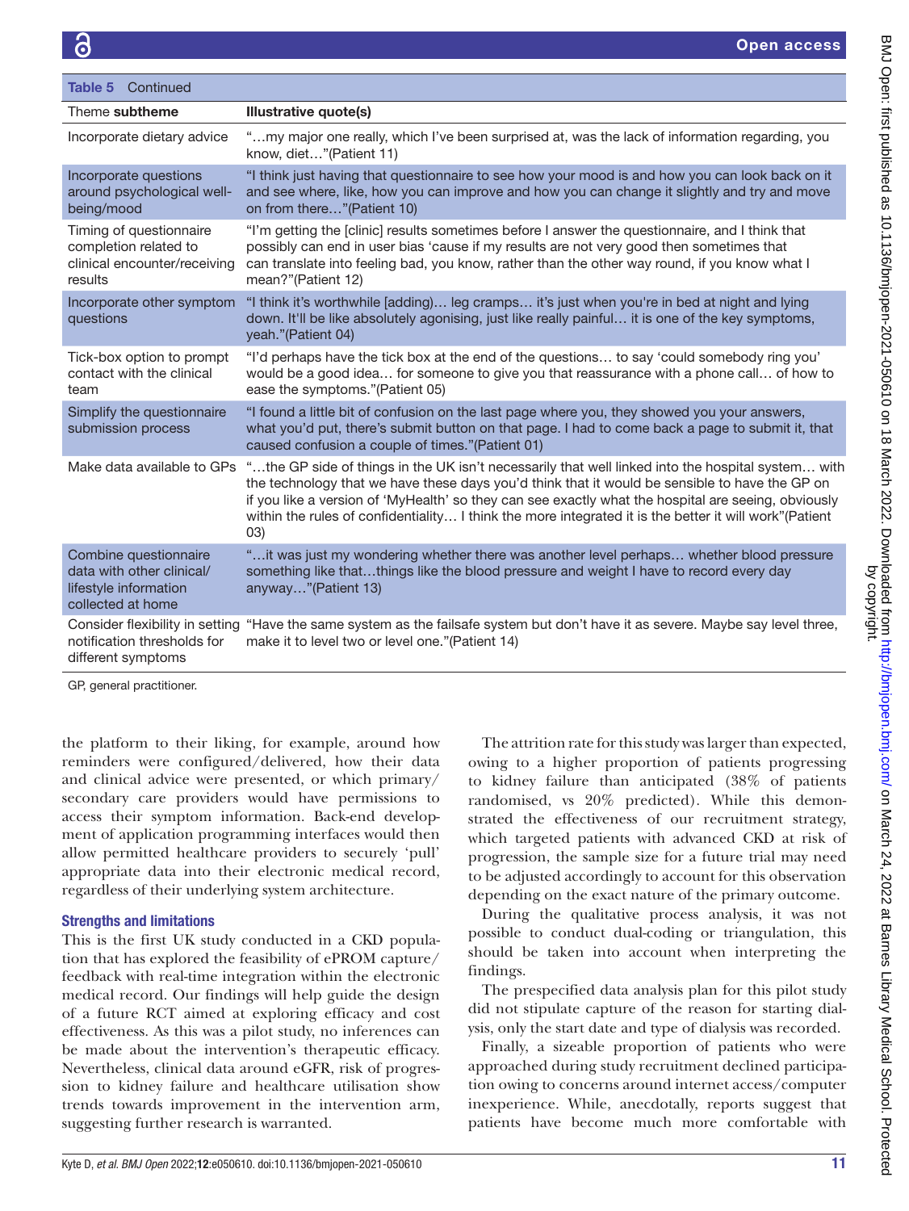Table 5 Continued

| Theme **subtheme** | Illustrative quote(s) |
|---|---|
| Incorporate dietary advice | "…my major one really, which I've been surprised at, was the lack of information regarding, you know, diet…"(Patient 11) |
| Incorporate questions around psychological well-being/mood | "I think just having that questionnaire to see how your mood is and how you can look back on it and see where, like, how you can improve and how you can change it slightly and try and move on from there…"(Patient 10) |
| Timing of questionnaire completion related to clinical encounter/receiving results | "I'm getting the [clinic] results sometimes before I answer the questionnaire, and I think that possibly can end in user bias 'cause if my results are not very good then sometimes that can translate into feeling bad, you know, rather than the other way round, if you know what I mean?"(Patient 12) |
| Incorporate other symptom questions | "I think it's worthwhile [adding]… leg cramps… it's just when you're in bed at night and lying down. It'll be like absolutely agonising, just like really painful… it is one of the key symptoms, yeah."(Patient 04) |
| Tick-box option to prompt contact with the clinical team | "I'd perhaps have the tick box at the end of the questions… to say 'could somebody ring you' would be a good idea… for someone to give you that reassurance with a phone call… of how to ease the symptoms."(Patient 05) |
| Simplify the questionnaire submission process | "I found a little bit of confusion on the last page where you, they showed you your answers, what you'd put, there's submit button on that page. I had to come back a page to submit it, that caused confusion a couple of times."(Patient 01) |
| Make data available to GPs | "…the GP side of things in the UK isn't necessarily that well linked into the hospital system… with the technology that we have these days you'd think that it would be sensible to have the GP on if you like a version of 'MyHealth' so they can see exactly what the hospital are seeing, obviously within the rules of confidentiality… I think the more integrated it is the better it will work"(Patient 03) |
| Combine questionnaire data with other clinical/lifestyle information collected at home | "…it was just my wondering whether there was another level perhaps… whether blood pressure something like that…things like the blood pressure and weight I have to record every day anyway…"(Patient 13) |
| Consider flexibility in setting notification thresholds for different symptoms | "Have the same system as the failsafe system but don't have it as severe. Maybe say level three, make it to level two or level one."(Patient 14) |

GP, general practitioner.

the platform to their liking, for example, around how reminders were configured/delivered, how their data and clinical advice were presented, or which primary/secondary care providers would have permissions to access their symptom information. Back-end development of application programming interfaces would then allow permitted healthcare providers to securely 'pull' appropriate data into their electronic medical record, regardless of their underlying system architecture.

### Strengths and limitations

This is the first UK study conducted in a CKD population that has explored the feasibility of ePROM capture/feedback with real-time integration within the electronic medical record. Our findings will help guide the design of a future RCT aimed at exploring efficacy and cost effectiveness. As this was a pilot study, no inferences can be made about the intervention's therapeutic efficacy. Nevertheless, clinical data around eGFR, risk of progression to kidney failure and healthcare utilisation show trends towards improvement in the intervention arm, suggesting further research is warranted.

The attrition rate for this study was larger than expected, owing to a higher proportion of patients progressing to kidney failure than anticipated (38% of patients randomised, vs 20% predicted). While this demonstrated the effectiveness of our recruitment strategy, which targeted patients with advanced CKD at risk of progression, the sample size for a future trial may need to be adjusted accordingly to account for this observation depending on the exact nature of the primary outcome.

During the qualitative process analysis, it was not possible to conduct dual-coding or triangulation, this should be taken into account when interpreting the findings.

The prespecified data analysis plan for this pilot study did not stipulate capture of the reason for starting dialysis, only the start date and type of dialysis was recorded.

Finally, a sizeable proportion of patients who were approached during study recruitment declined participation owing to concerns around internet access/computer inexperience. While, anecdotally, reports suggest that patients have become much more comfortable with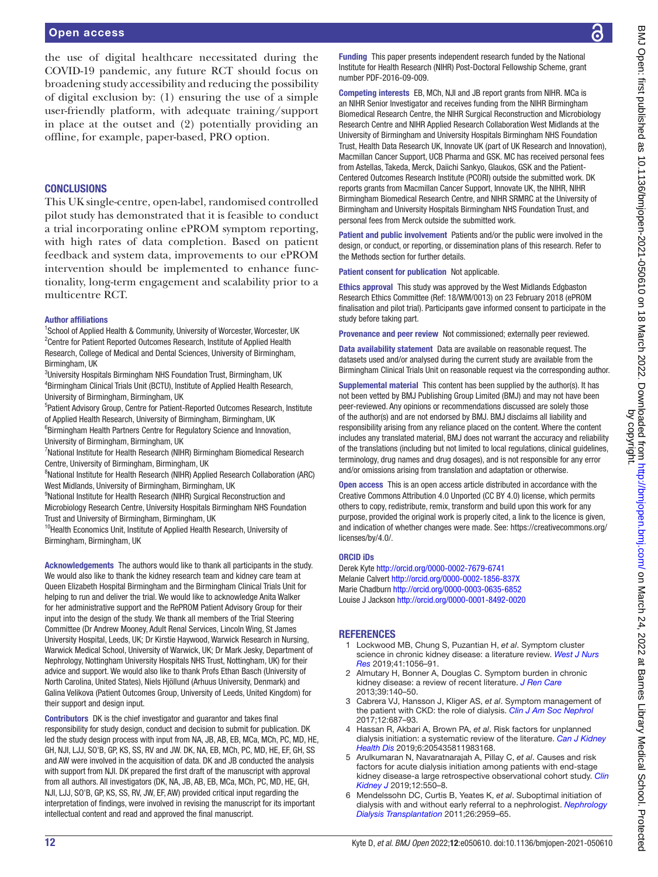the use of digital healthcare necessitated during the COVID-19 pandemic, any future RCT should focus on broadening study accessibility and reducing the possibility of digital exclusion by: (1) ensuring the use of a simple user-friendly platform, with adequate training/support in place at the outset and (2) potentially providing an offline, for example, paper-based, PRO option.

## CONCLUSIONS

This UK single-centre, open-label, randomised controlled pilot study has demonstrated that it is feasible to conduct a trial incorporating online ePROM symptom reporting, with high rates of data completion. Based on patient feedback and system data, improvements to our ePROM intervention should be implemented to enhance functionality, long-term engagement and scalability prior to a multicentre RCT.

**Author affiliations**

[1]School of Applied Health & Community, University of Worcester, Worcester, UK
[2]Centre for Patient Reported Outcomes Research, Institute of Applied Health Research, College of Medical and Dental Sciences, University of Birmingham, Birmingham, UK
[3]University Hospitals Birmingham NHS Foundation Trust, Birmingham, UK
[4]Birmingham Clinical Trials Unit (BCTU), Institute of Applied Health Research, University of Birmingham, Birmingham, UK
[5]Patient Advisory Group, Centre for Patient-Reported Outcomes Research, Institute of Applied Health Research, University of Birmingham, Birmingham, UK
[6]Birmingham Health Partners Centre for Regulatory Science and Innovation, University of Birmingham, Birmingham, UK
[7]National Institute for Health Research (NIHR) Birmingham Biomedical Research Centre, University of Birmingham, Birmingham, UK
[8]National Institute for Health Research (NIHR) Applied Research Collaboration (ARC) West Midlands, University of Birmingham, Birmingham, UK
[9]National Institute for Health Research (NIHR) Surgical Reconstruction and Microbiology Research Centre, University Hospitals Birmingham NHS Foundation Trust and University of Birmingham, Birmingham, UK
[10]Health Economics Unit, Institute of Applied Health Research, University of Birmingham, Birmingham, UK

**Acknowledgements** The authors would like to thank all participants in the study. We would also like to thank the kidney research team and kidney care team at Queen Elizabeth Hospital Birmingham and the Birmingham Clinical Trials Unit for helping to run and deliver the trial. We would like to acknowledge Anita Walker for her administrative support and the RePROM Patient Advisory Group for their input into the design of the study. We thank all members of the Trial Steering Committee (Dr Andrew Mooney, Adult Renal Services, Lincoln Wing, St James University Hospital, Leeds, UK; Dr Kirstie Haywood, Warwick Research in Nursing, Warwick Medical School, University of Warwick, UK; Dr Mark Jesky, Department of Nephrology, Nottingham University Hospitals NHS Trust, Nottingham, UK) for their advice and support. We would also like to thank Profs Ethan Basch (University of North Carolina, United States), Niels Hjöllund (Arhuus University, Denmark) and Galina Velikova (Patient Outcomes Group, University of Leeds, United Kingdom) for their support and design input.

**Contributors** DK is the chief investigator and guarantor and takes final responsibility for study design, conduct and decision to submit for publication. DK led the study design process with input from NA, JB, AB, EB, MCa, MCh, PC, MD, HE, GH, NJI, LJJ, SO'B, GP, KS, SS, RV and JW. DK, NA, EB, MCh, PC, MD, HE, EF, GH, SS and AW were involved in the acquisition of data. DK and JB conducted the analysis with support from NJI. DK prepared the first draft of the manuscript with approval from all authors. All investigators (DK, NA, JB, AB, EB, MCa, MCh, PC, MD, HE, GH, NJI, LJJ, SO'B, GP, KS, SS, RV, JW, EF, AW) provided critical input regarding the interpretation of findings, were involved in revising the manuscript for its important intellectual content and read and approved the final manuscript.

**Funding** This paper presents independent research funded by the National Institute for Health Research (NIHR) Post-Doctoral Fellowship Scheme, grant number PDF-2016-09-009.

**Competing interests** EB, MCh, NJI and JB report grants from NIHR. MCa is an NIHR Senior Investigator and receives funding from the NIHR Birmingham Biomedical Research Centre, the NIHR Surgical Reconstruction and Microbiology Research Centre and NIHR Applied Research Collaboration West Midlands at the University of Birmingham and University Hospitals Birmingham NHS Foundation Trust, Health Data Research UK, Innovate UK (part of UK Research and Innovation), Macmillan Cancer Support, UCB Pharma and GSK. MC has received personal fees from Astellas, Takeda, Merck, Daiichi Sankyo, Glaukos, GSK and the Patient-Centered Outcomes Research Institute (PCORI) outside the submitted work. DK reports grants from Macmillan Cancer Support, Innovate UK, the NIHR, NIHR Birmingham Biomedical Research Centre, and NIHR SRMRC at the University of Birmingham and University Hospitals Birmingham NHS Foundation Trust, and personal fees from Merck outside the submitted work.

**Patient and public involvement** Patients and/or the public were involved in the design, or conduct, or reporting, or dissemination plans of this research. Refer to the Methods section for further details.

**Patient consent for publication** Not applicable.

**Ethics approval** This study was approved by the West Midlands Edgbaston Research Ethics Committee (Ref: 18/WM/0013) on 23 February 2018 (ePROM finalisation and pilot trial). Participants gave informed consent to participate in the study before taking part.

**Provenance and peer review** Not commissioned; externally peer reviewed.

**Data availability statement** Data are available on reasonable request. The datasets used and/or analysed during the current study are available from the Birmingham Clinical Trials Unit on reasonable request via the corresponding author.

**Supplemental material** This content has been supplied by the author(s). It has not been vetted by BMJ Publishing Group Limited (BMJ) and may not have been peer-reviewed. Any opinions or recommendations discussed are solely those of the author(s) and are not endorsed by BMJ. BMJ disclaims all liability and responsibility arising from any reliance placed on the content. Where the content includes any translated material, BMJ does not warrant the accuracy and reliability of the translations (including but not limited to local regulations, clinical guidelines, terminology, drug names and drug dosages), and is not responsible for any error and/or omissions arising from translation and adaptation or otherwise.

**Open access** This is an open access article distributed in accordance with the Creative Commons Attribution 4.0 Unported (CC BY 4.0) license, which permits others to copy, redistribute, remix, transform and build upon this work for any purpose, provided the original work is properly cited, a link to the licence is given, and indication of whether changes were made. See: https://creativecommons.org/licenses/by/4.0/.

**ORCID iDs**

Derek Kyte http://orcid.org/0000-0002-7679-6741
Melanie Calvert http://orcid.org/0000-0002-1856-837X
Marie Chadburn http://orcid.org/0000-0003-0635-6852
Louise J Jackson http://orcid.org/0000-0001-8492-0020

## REFERENCES

1. Lockwood MB, Chung S, Puzantian H, *et al*. Symptom cluster science in chronic kidney disease: a literature review. *West J Nurs Res* 2019;41:1056–91.
2. Almutary H, Bonner A, Douglas C. Symptom burden in chronic kidney disease: a review of recent literature. *J Ren Care* 2013;39:140–50.
3. Cabrera VJ, Hansson J, Kliger AS, *et al*. Symptom management of the patient with CKD: the role of dialysis. *Clin J Am Soc Nephrol* 2017;12:687–93.
4. Hassan R, Akbari A, Brown PA, *et al*. Risk factors for unplanned dialysis initiation: a systematic review of the literature. *Can J Kidney Health Dis* 2019;6:205435811983168.
5. Arulkumaran N, Navaratnarajah A, Pillay C, *et al*. Causes and risk factors for acute dialysis initiation among patients with end-stage kidney disease-a large retrospective observational cohort study. *Clin Kidney J* 2019;12:550–8.
6. Mendelssohn DC, Curtis B, Yeates K, *et al*. Suboptimal initiation of dialysis with and without early referral to a nephrologist. *Nephrology Dialysis Transplantation* 2011;26:2959–65.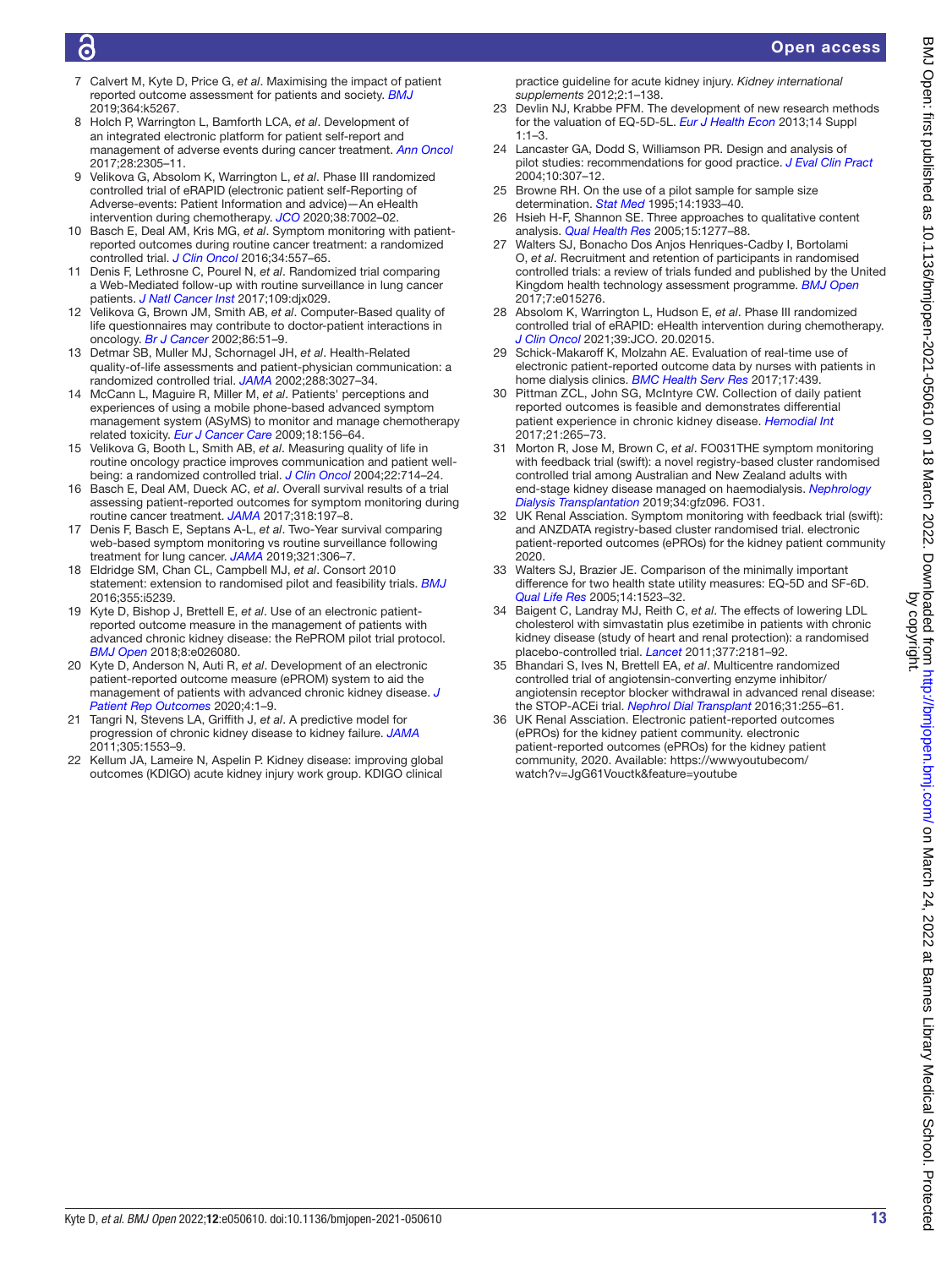7 Calvert M, Kyte D, Price G, *et al*. Maximising the impact of patient reported outcome assessment for patients and society. *BMJ* 2019;364:k5267.
8 Holch P, Warrington L, Bamforth LCA, *et al*. Development of an integrated electronic platform for patient self-report and management of adverse events during cancer treatment. *Ann Oncol* 2017;28:2305–11.
9 Velikova G, Absolom K, Warrington L, *et al*. Phase III randomized controlled trial of eRAPID (electronic patient self-Reporting of Adverse-events: Patient Information and advice)—An eHealth intervention during chemotherapy. *JCO* 2020;38:7002–02.
10 Basch E, Deal AM, Kris MG, *et al*. Symptom monitoring with patient-reported outcomes during routine cancer treatment: a randomized controlled trial. *J Clin Oncol* 2016;34:557–65.
11 Denis F, Lethrosne C, Pourel N, *et al*. Randomized trial comparing a Web-Mediated follow-up with routine surveillance in lung cancer patients. *J Natl Cancer Inst* 2017;109:djx029.
12 Velikova G, Brown JM, Smith AB, *et al*. Computer-Based quality of life questionnaires may contribute to doctor-patient interactions in oncology. *Br J Cancer* 2002;86:51–9.
13 Detmar SB, Muller MJ, Schornagel JH, *et al*. Health-Related quality-of-life assessments and patient-physician communication: a randomized controlled trial. *JAMA* 2002;288:3027–34.
14 McCann L, Maguire R, Miller M, *et al*. Patients' perceptions and experiences of using a mobile phone-based advanced symptom management system (ASyMS) to monitor and manage chemotherapy related toxicity. *Eur J Cancer Care* 2009;18:156–64.
15 Velikova G, Booth L, Smith AB, *et al*. Measuring quality of life in routine oncology practice improves communication and patient well-being: a randomized controlled trial. *J Clin Oncol* 2004;22:714–24.
16 Basch E, Deal AM, Dueck AC, *et al*. Overall survival results of a trial assessing patient-reported outcomes for symptom monitoring during routine cancer treatment. *JAMA* 2017;318:197–8.
17 Denis F, Basch E, Septans A-L, *et al*. Two-Year survival comparing web-based symptom monitoring vs routine surveillance following treatment for lung cancer. *JAMA* 2019;321:306–7.
18 Eldridge SM, Chan CL, Campbell MJ, *et al*. Consort 2010 statement: extension to randomised pilot and feasibility trials. *BMJ* 2016;355:i5239.
19 Kyte D, Bishop J, Brettell E, *et al*. Use of an electronic patient-reported outcome measure in the management of patients with advanced chronic kidney disease: the RePROM pilot trial protocol. *BMJ Open* 2018;8:e026080.
20 Kyte D, Anderson N, Auti R, *et al*. Development of an electronic patient-reported outcome measure (ePROM) system to aid the management of patients with advanced chronic kidney disease. *J Patient Rep Outcomes* 2020;4:1–9.
21 Tangri N, Stevens LA, Griffith J, *et al*. A predictive model for progression of chronic kidney disease to kidney failure. *JAMA* 2011;305:1553–9.
22 Kellum JA, Lameire N, Aspelin P. Kidney disease: improving global outcomes (KDIGO) acute kidney injury work group. KDIGO clinical practice guideline for acute kidney injury. *Kidney international supplements* 2012;2:1–138.
23 Devlin NJ, Krabbe PFM. The development of new research methods for the valuation of EQ-5D-5L. *Eur J Health Econ* 2013;14 Suppl 1:1–3.
24 Lancaster GA, Dodd S, Williamson PR. Design and analysis of pilot studies: recommendations for good practice. *J Eval Clin Pract* 2004;10:307–12.
25 Browne RH. On the use of a pilot sample for sample size determination. *Stat Med* 1995;14:1933–40.
26 Hsieh H-F, Shannon SE. Three approaches to qualitative content analysis. *Qual Health Res* 2005;15:1277–88.
27 Walters SJ, Bonacho Dos Anjos Henriques-Cadby I, Bortolami O, *et al*. Recruitment and retention of participants in randomised controlled trials: a review of trials funded and published by the United Kingdom health technology assessment programme. *BMJ Open* 2017;7:e015276.
28 Absolom K, Warrington L, Hudson E, *et al*. Phase III randomized controlled trial of eRAPID: eHealth intervention during chemotherapy. *J Clin Oncol* 2021;39:JCO. 20.02015.
29 Schick-Makaroff K, Molzahn AE. Evaluation of real-time use of electronic patient-reported outcome data by nurses with patients in home dialysis clinics. *BMC Health Serv Res* 2017;17:439.
30 Pittman ZCL, John SG, McIntyre CW. Collection of daily patient reported outcomes is feasible and demonstrates differential patient experience in chronic kidney disease. *Hemodial Int* 2017;21:265–73.
31 Morton R, Jose M, Brown C, *et al*. FO031THE symptom monitoring with feedback trial (swift): a novel registry-based cluster randomised controlled trial among Australian and New Zealand adults with end-stage kidney disease managed on haemodialysis. *Nephrology Dialysis Transplantation* 2019;34:gfz096. FO31.
32 UK Renal Association. Symptom monitoring with feedback trial (swift): and ANZDATA registry-based cluster randomised trial. electronic patient-reported outcomes (ePROs) for the kidney patient community 2020.
33 Walters SJ, Brazier JE. Comparison of the minimally important difference for two health state utility measures: EQ-5D and SF-6D. *Qual Life Res* 2005;14:1523–32.
34 Baigent C, Landray MJ, Reith C, *et al*. The effects of lowering LDL cholesterol with simvastatin plus ezetimibe in patients with chronic kidney disease (study of heart and renal protection): a randomised placebo-controlled trial. *Lancet* 2011;377:2181–92.
35 Bhandari S, Ives N, Brettell EA, *et al*. Multicentre randomized controlled trial of angiotensin-converting enzyme inhibitor/angiotensin receptor blocker withdrawal in advanced renal disease: the STOP-ACEi trial. *Nephrol Dial Transplant* 2016;31:255–61.
36 UK Renal Association. Electronic patient-reported outcomes (ePROs) for the kidney patient community. electronic patient-reported outcomes (ePROs) for the kidney patient community, 2020. Available: https://wwwyoutubecom/watch?v=JgG61Vouctk&feature=youtube